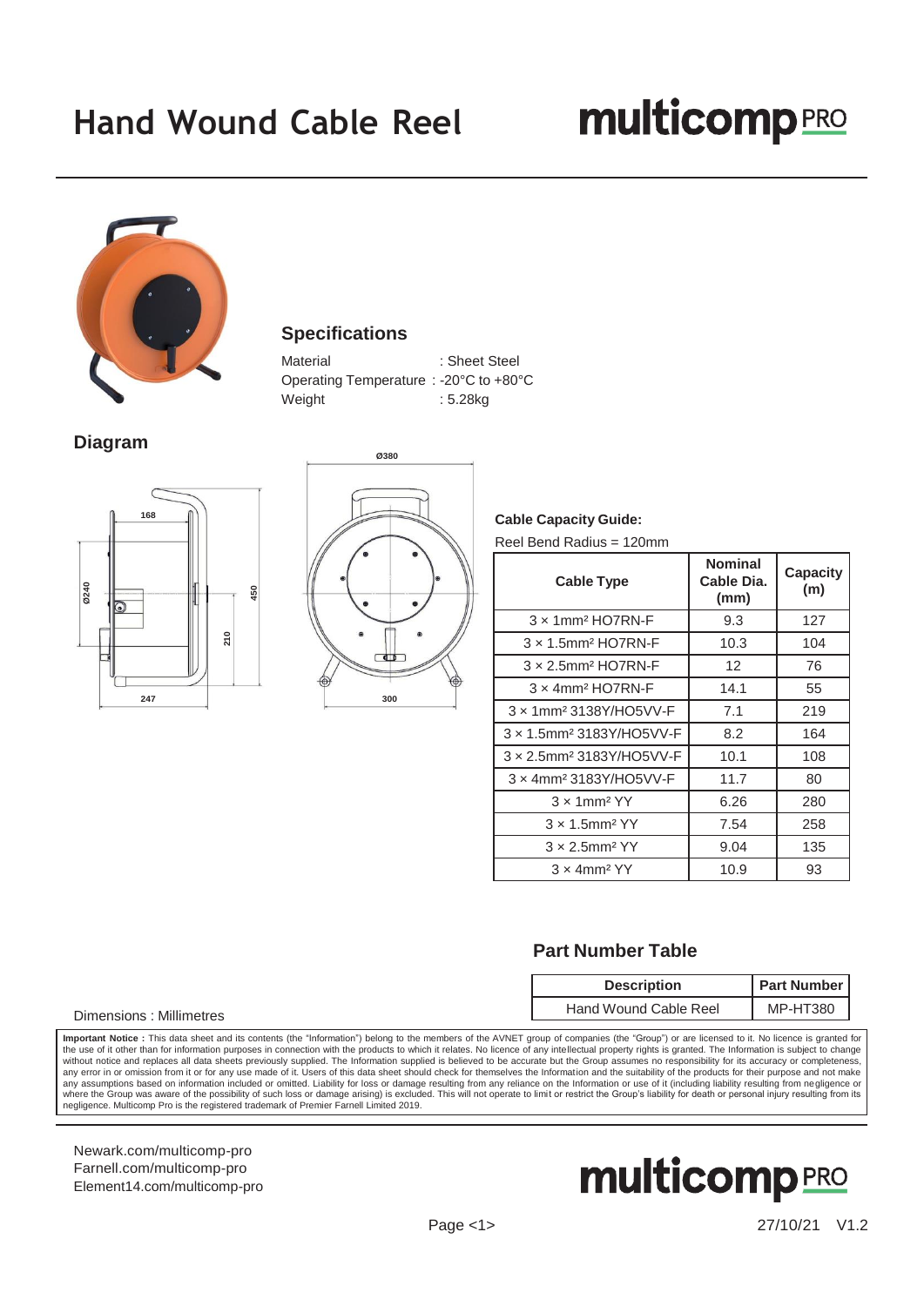# Hand Wound Cable Reel

## Specifications

Material : Sheet Steel
Operating Temperature : -20°C to +80°C
Weight : 5.28kg

## Diagram

**Cable Capacity Guide:**

Reel Bend Radius = 120mm

| Cable Type | Nominal Cable Dia. (mm) | Capacity (m) |
| --- | --- | --- |
| 3 × 1mm² HO7RN-F | 9.3 | 127 |
| 3 × 1.5mm² HO7RN-F | 10.3 | 104 |
| 3 × 2.5mm² HO7RN-F | 12 | 76 |
| 3 × 4mm² HO7RN-F | 14.1 | 55 |
| 3 × 1mm² 3138Y/HO5VV-F | 7.1 | 219 |
| 3 × 1.5mm² 3183Y/HO5VV-F | 8.2 | 164 |
| 3 × 2.5mm² 3183Y/HO5VV-F | 10.1 | 108 |
| 3 × 4mm² 3183Y/HO5VV-F | 11.7 | 80 |
| 3 × 1mm² YY | 6.26 | 280 |
| 3 × 1.5mm² YY | 7.54 | 258 |
| 3 × 2.5mm² YY | 9.04 | 135 |
| 3 × 4mm² YY | 10.9 | 93 |

## Part Number Table

| Description | Part Number |
| --- | --- |
| Hand Wound Cable Reel | MP-HT380 |

Dimensions : Millimetres

**Important Notice :** This data sheet and its contents (the "Information") belong to the members of the AVNET group of companies (the "Group") or are licensed to it. No licence is granted for the use of it other than for information purposes in connection with the products to which it relates. No licence of any intellectual property rights is granted. The Information is subject to change without notice and replaces all data sheets previously supplied. The Information supplied is believed to be accurate but the Group assumes no responsibility for its accuracy or completeness, any error in or omission from it or for any use made of it. Users of this data sheet should check for themselves the Information and the suitability of the products for their purpose and not make any assumptions based on information included or omitted. Liability for loss or damage resulting from any reliance on the Information or use of it (including liability resulting from negligence or where the Group was aware of the possibility of such loss or damage arising) is excluded. This will not operate to limit or restrict the Group's liability for death or personal injury resulting from its negligence. Multicomp Pro is the registered trademark of Premier Farnell Limited 2019.

Newark.com/multicomp-pro
Farnell.com/multicomp-pro
Element14.com/multicomp-pro

27/10/21 V1.2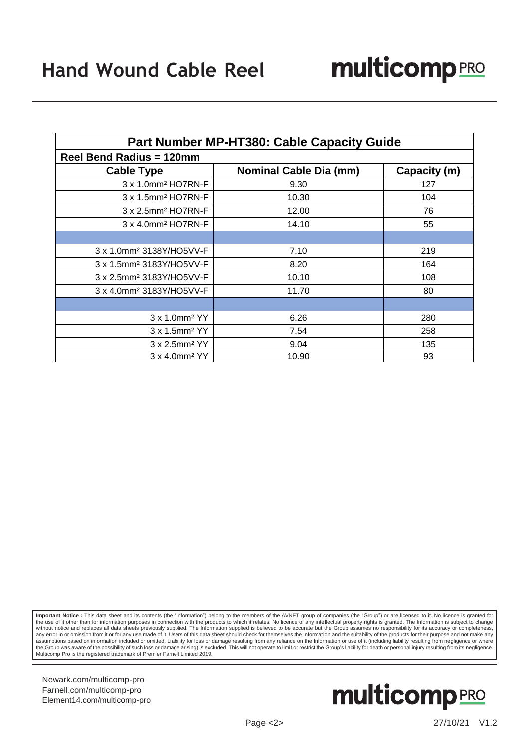# Hand Wound Cable Reel

| Part Number MP-HT380: Cable Capacity Guide | | |
|---|---|---|
| **Reel Bend Radius = 120mm** | | |
| **Cable Type** | **Nominal Cable Dia (mm)** | **Capacity (m)** |
| 3 x 1.0mm² HO7RN-F | 9.30 | 127 |
| 3 x 1.5mm² HO7RN-F | 10.30 | 104 |
| 3 x 2.5mm² HO7RN-F | 12.00 | 76 |
| 3 x 4.0mm² HO7RN-F | 14.10 | 55 |
| | | |
| 3 x 1.0mm² 3138Y/HO5VV-F | 7.10 | 219 |
| 3 x 1.5mm² 3183Y/HO5VV-F | 8.20 | 164 |
| 3 x 2.5mm² 3183Y/HO5VV-F | 10.10 | 108 |
| 3 x 4.0mm² 3183Y/HO5VV-F | 11.70 | 80 |
| | | |
| 3 x 1.0mm² YY | 6.26 | 280 |
| 3 x 1.5mm² YY | 7.54 | 258 |
| 3 x 2.5mm² YY | 9.04 | 135 |
| 3 x 4.0mm² YY | 10.90 | 93 |

**Important Notice :** This data sheet and its contents (the "Information") belong to the members of the AVNET group of companies (the "Group") or are licensed to it. No licence is granted for the use of it other than for information purposes in connection with the products to which it relates. No licence of any intellectual property rights is granted. The Information is subject to change without notice and replaces all data sheets previously supplied. The Information supplied is believed to be accurate but the Group assumes no responsibility for its accuracy or completeness, any error in or omission from it or for any use made of it. Users of this data sheet should check for themselves the Information and the suitability of the products for their purpose and not make any assumptions based on information included or omitted. Liability for loss or damage resulting from any reliance on the Information or use of it (including liability resulting from negligence or where the Group was aware of the possibility of such loss or damage arising) is excluded. This will not operate to limit or restrict the Group's liability for death or personal injury resulting from its negligence. Multicomp Pro is the registered trademark of Premier Farnell Limited 2019.

Newark.com/multicomp-pro
Farnell.com/multicomp-pro
Element14.com/multicomp-pro

27/10/21 V1.2